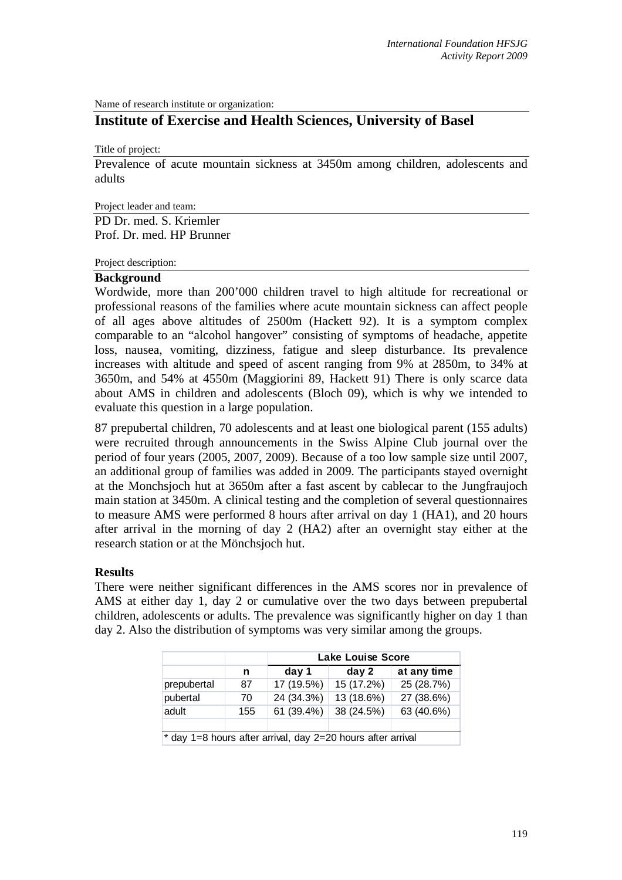Name of research institute or organization:

## Institute of Exercise and Health Sciences, University of Basel

Title of project:

Prevalence of acute mountain sickness at 3450m among children, adolescents and adults

Project leader and team:

PD Dr. med. S. Kriemler
Prof. Dr. med. HP Brunner

Project description:

### Background

Wordwide, more than 200'000 children travel to high altitude for recreational or professional reasons of the families where acute mountain sickness can affect people of all ages above altitudes of 2500m (Hackett 92). It is a symptom complex comparable to an "alcohol hangover" consisting of symptoms of headache, appetite loss, nausea, vomiting, dizziness, fatigue and sleep disturbance. Its prevalence increases with altitude and speed of ascent ranging from 9% at 2850m, to 34% at 3650m, and 54% at 4550m (Maggiorini 89, Hackett 91) There is only scarce data about AMS in children and adolescents (Bloch 09), which is why we intended to evaluate this question in a large population.

87 prepubertal children, 70 adolescents and at least one biological parent (155 adults) were recruited through announcements in the Swiss Alpine Club journal over the period of four years (2005, 2007, 2009). Because of a too low sample size until 2007, an additional group of families was added in 2009. The participants stayed overnight at the Monchsjoch hut at 3650m after a fast ascent by cablecar to the Jungfraujoch main station at 3450m. A clinical testing and the completion of several questionnaires to measure AMS were performed 8 hours after arrival on day 1 (HA1), and 20 hours after arrival in the morning of day 2 (HA2) after an overnight stay either at the research station or at the Mönchsjoch hut.

### Results

There were neither significant differences in the AMS scores nor in prevalence of AMS at either day 1, day 2 or cumulative over the two days between prepubertal children, adolescents or adults. The prevalence was significantly higher on day 1 than day 2. Also the distribution of symptoms was very similar among the groups.

| | | Lake Louise Score | | |
|---|---|---|---|---|
| | n | day 1 | day 2 | at any time |
| prepubertal | 87 | 17 (19.5%) | 15 (17.2%) | 25 (28.7%) |
| pubertal | 70 | 24 (34.3%) | 13 (18.6%) | 27 (38.6%) |
| adult | 155 | 61 (39.4%) | 38 (24.5%) | 63 (40.6%) |

* day 1=8 hours after arrival, day 2=20 hours after arrival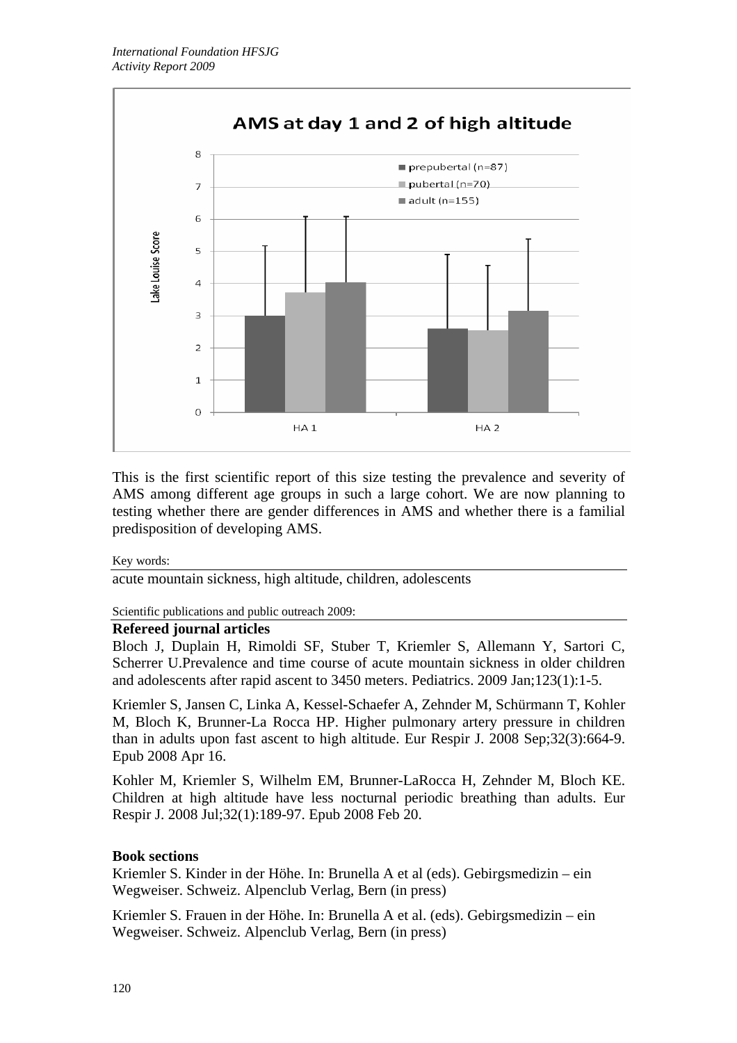This is the first scientific report of this size testing the prevalence and severity of AMS among different age groups in such a large cohort. We are now planning to testing whether there are gender differences in AMS and whether there is a familial predisposition of developing AMS.

Key words:

acute mountain sickness, high altitude, children, adolescents

Scientific publications and public outreach 2009:

**Refereed journal articles**

Bloch J, Duplain H, Rimoldi SF, Stuber T, Kriemler S, Allemann Y, Sartori C, Scherrer U.Prevalence and time course of acute mountain sickness in older children and adolescents after rapid ascent to 3450 meters. Pediatrics. 2009 Jan;123(1):1-5.

Kriemler S, Jansen C, Linka A, Kessel-Schaefer A, Zehnder M, Schürmann T, Kohler M, Bloch K, Brunner-La Rocca HP. Higher pulmonary artery pressure in children than in adults upon fast ascent to high altitude. Eur Respir J. 2008 Sep;32(3):664-9. Epub 2008 Apr 16.

Kohler M, Kriemler S, Wilhelm EM, Brunner-LaRocca H, Zehnder M, Bloch KE. Children at high altitude have less nocturnal periodic breathing than adults. Eur Respir J. 2008 Jul;32(1):189-97. Epub 2008 Feb 20.

**Book sections**

Kriemler S. Kinder in der Höhe. In: Brunella A et al (eds). Gebirgsmedizin – ein Wegweiser. Schweiz. Alpenclub Verlag, Bern (in press)

Kriemler S. Frauen in der Höhe. In: Brunella A et al. (eds). Gebirgsmedizin – ein Wegweiser. Schweiz. Alpenclub Verlag, Bern (in press)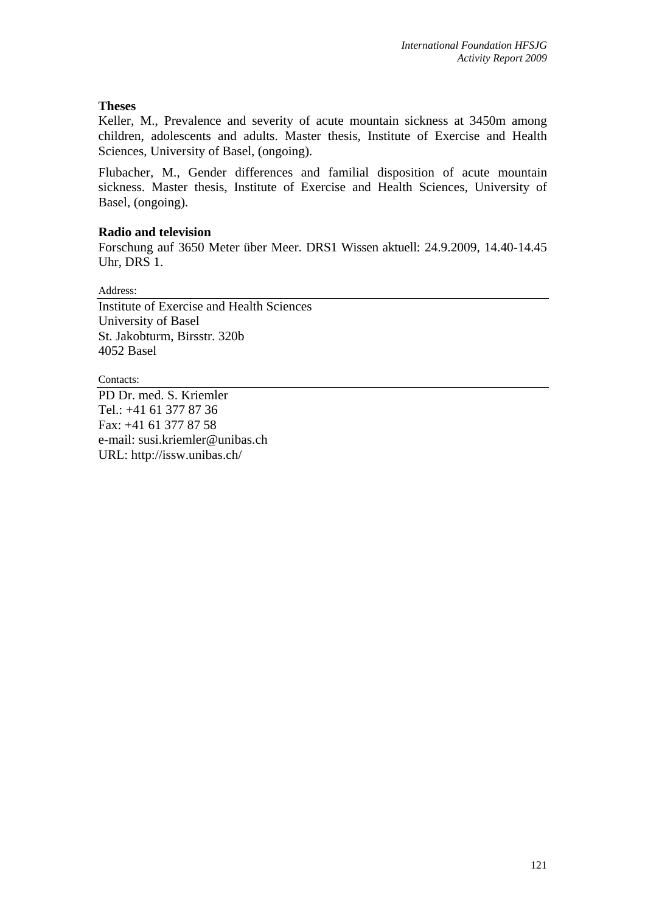### Theses

Keller, M., Prevalence and severity of acute mountain sickness at 3450m among children, adolescents and adults. Master thesis, Institute of Exercise and Health Sciences, University of Basel, (ongoing).

Flubacher, M., Gender differences and familial disposition of acute mountain sickness. Master thesis, Institute of Exercise and Health Sciences, University of Basel, (ongoing).

### Radio and television

Forschung auf 3650 Meter über Meer. DRS1 Wissen aktuell: 24.9.2009, 14.40-14.45 Uhr, DRS 1.

Address:

Institute of Exercise and Health Sciences
University of Basel
St. Jakobturm, Birsstr. 320b
4052 Basel

Contacts:

PD Dr. med. S. Kriemler
Tel.: +41 61 377 87 36
Fax: +41 61 377 87 58
e-mail: susi.kriemler@unibas.ch
URL: http://issw.unibas.ch/